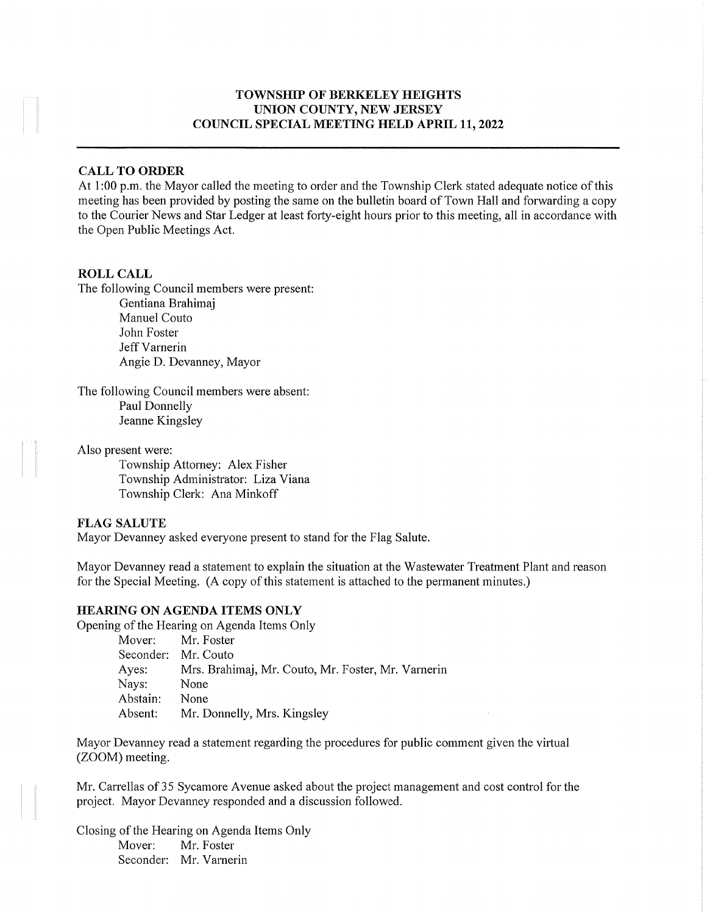**TOWNSHIP OF BERKELEY HEIGHTS**
**UNION COUNTY, NEW JERSEY**
**COUNCIL SPECIAL MEETING HELD APRIL 11, 2022**

---

## CALL TO ORDER

At 1:00 p.m. the Mayor called the meeting to order and the Township Clerk stated adequate notice of this meeting has been provided by posting the same on the bulletin board of Town Hall and forwarding a copy to the Courier News and Star Ledger at least forty-eight hours prior to this meeting, all in accordance with the Open Public Meetings Act.

## ROLL CALL

The following Council members were present:

Gentiana Brahimaj
Manuel Couto
John Foster
Jeff Varnerin
Angie D. Devanney, Mayor

The following Council members were absent:

Paul Donnelly
Jeanne Kingsley

Also present were:

Township Attorney: Alex Fisher
Township Administrator: Liza Viana
Township Clerk: Ana Minkoff

## FLAG SALUTE

Mayor Devanney asked everyone present to stand for the Flag Salute.

Mayor Devanney read a statement to explain the situation at the Wastewater Treatment Plant and reason for the Special Meeting. (A copy of this statement is attached to the permanent minutes.)

## HEARING ON AGENDA ITEMS ONLY

Opening of the Hearing on Agenda Items Only

| | |
|---|---|
| Mover: | Mr. Foster |
| Seconder: | Mr. Couto |
| Ayes: | Mrs. Brahimaj, Mr. Couto, Mr. Foster, Mr. Varnerin |
| Nays: | None |
| Abstain: | None |
| Absent: | Mr. Donnelly, Mrs. Kingsley |

Mayor Devanney read a statement regarding the procedures for public comment given the virtual (ZOOM) meeting.

Mr. Carrellas of 35 Sycamore Avenue asked about the project management and cost control for the project. Mayor Devanney responded and a discussion followed.

Closing of the Hearing on Agenda Items Only

| | |
|---|---|
| Mover: | Mr. Foster |
| Seconder: | Mr. Varnerin |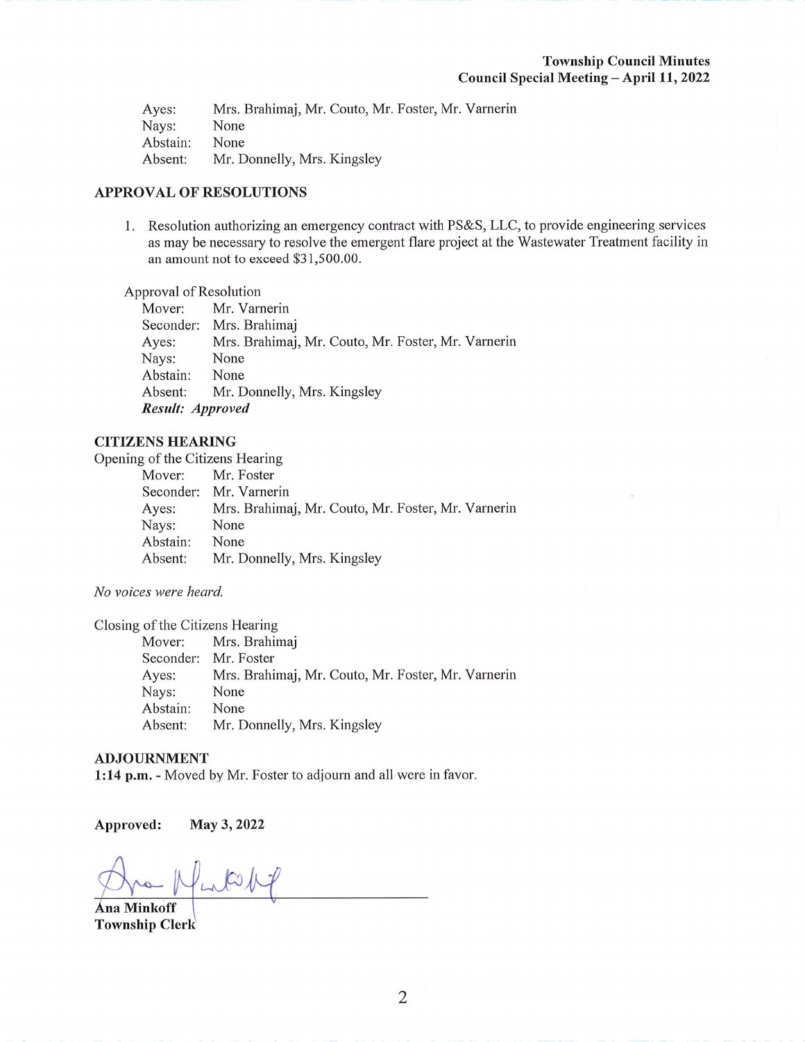| | |
|---|---|
| Ayes: | Mrs. Brahimaj, Mr. Couto, Mr. Foster, Mr. Varnerin |
| Nays: | None |
| Abstain: | None |
| Absent: | Mr. Donnelly, Mrs. Kingsley |

## APPROVAL OF RESOLUTIONS

1. Resolution authorizing an emergency contract with PS&S, LLC, to provide engineering services as may be necessary to resolve the emergent flare project at the Wastewater Treatment facility in an amount not to exceed $31,500.00.

Approval of Resolution

| | |
|---|---|
| Mover: | Mr. Varnerin |
| Seconder: | Mrs. Brahimaj |
| Ayes: | Mrs. Brahimaj, Mr. Couto, Mr. Foster, Mr. Varnerin |
| Nays: | None |
| Abstain: | None |
| Absent: | Mr. Donnelly, Mrs. Kingsley |

***Result: Approved***

## CITIZENS HEARING

Opening of the Citizens Hearing

| | |
|---|---|
| Mover: | Mr. Foster |
| Seconder: | Mr. Varnerin |
| Ayes: | Mrs. Brahimaj, Mr. Couto, Mr. Foster, Mr. Varnerin |
| Nays: | None |
| Abstain: | None |
| Absent: | Mr. Donnelly, Mrs. Kingsley |

*No voices were heard.*

Closing of the Citizens Hearing

| | |
|---|---|
| Mover: | Mrs. Brahimaj |
| Seconder: | Mr. Foster |
| Ayes: | Mrs. Brahimaj, Mr. Couto, Mr. Foster, Mr. Varnerin |
| Nays: | None |
| Abstain: | None |
| Absent: | Mr. Donnelly, Mrs. Kingsley |

## ADJOURNMENT

**1:14 p.m.** - Moved by Mr. Foster to adjourn and all were in favor.

**Approved: May 3, 2022**

**Ana Minkoff**
**Township Clerk**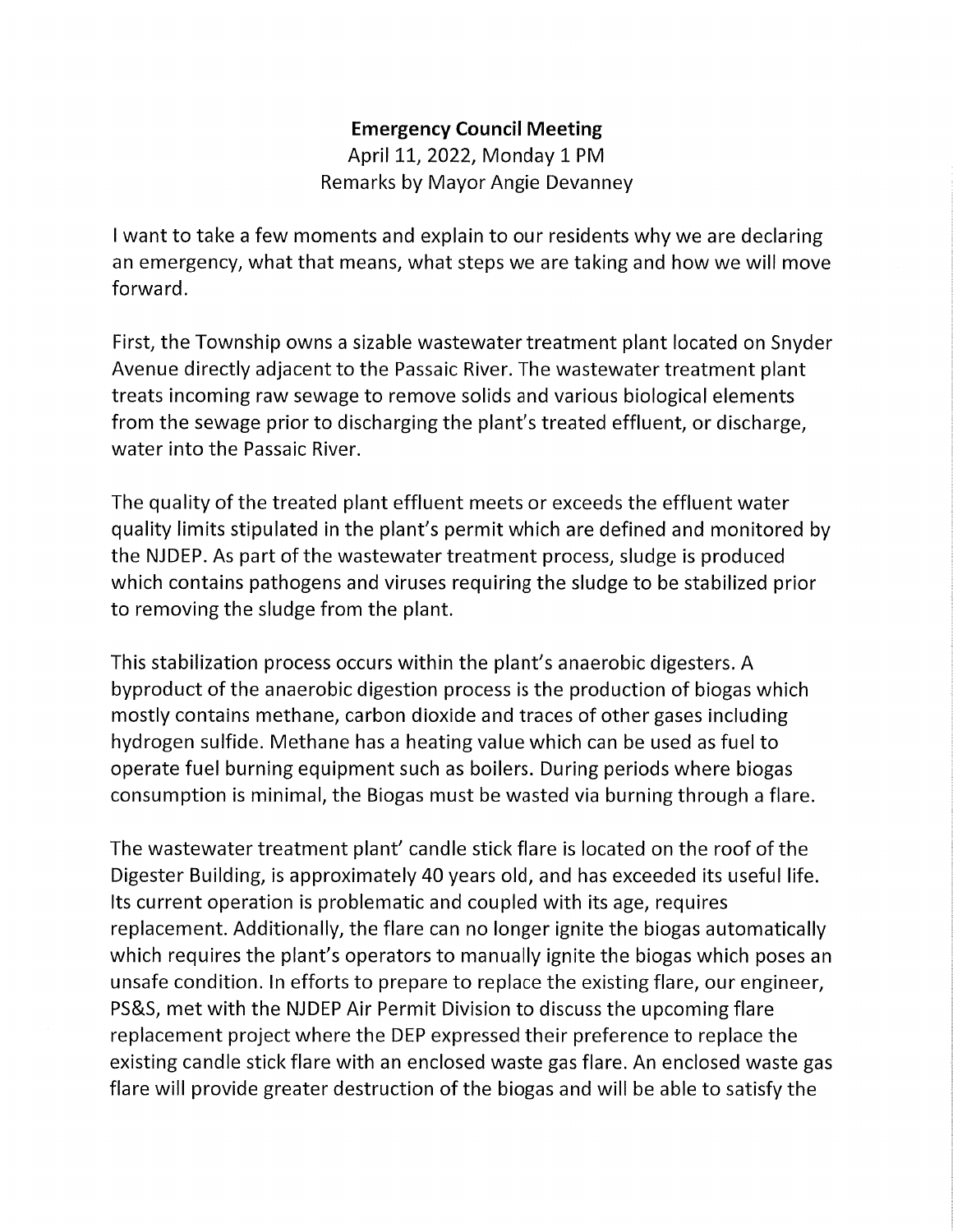**Emergency Council Meeting**
April 11, 2022, Monday 1 PM
Remarks by Mayor Angie Devanney

I want to take a few moments and explain to our residents why we are declaring an emergency, what that means, what steps we are taking and how we will move forward.

First, the Township owns a sizable wastewater treatment plant located on Snyder Avenue directly adjacent to the Passaic River. The wastewater treatment plant treats incoming raw sewage to remove solids and various biological elements from the sewage prior to discharging the plant's treated effluent, or discharge, water into the Passaic River.

The quality of the treated plant effluent meets or exceeds the effluent water quality limits stipulated in the plant's permit which are defined and monitored by the NJDEP. As part of the wastewater treatment process, sludge is produced which contains pathogens and viruses requiring the sludge to be stabilized prior to removing the sludge from the plant.

This stabilization process occurs within the plant's anaerobic digesters. A byproduct of the anaerobic digestion process is the production of biogas which mostly contains methane, carbon dioxide and traces of other gases including hydrogen sulfide. Methane has a heating value which can be used as fuel to operate fuel burning equipment such as boilers. During periods where biogas consumption is minimal, the Biogas must be wasted via burning through a flare.

The wastewater treatment plant' candle stick flare is located on the roof of the Digester Building, is approximately 40 years old, and has exceeded its useful life. Its current operation is problematic and coupled with its age, requires replacement. Additionally, the flare can no longer ignite the biogas automatically which requires the plant's operators to manually ignite the biogas which poses an unsafe condition. In efforts to prepare to replace the existing flare, our engineer, PS&S, met with the NJDEP Air Permit Division to discuss the upcoming flare replacement project where the DEP expressed their preference to replace the existing candle stick flare with an enclosed waste gas flare. An enclosed waste gas flare will provide greater destruction of the biogas and will be able to satisfy the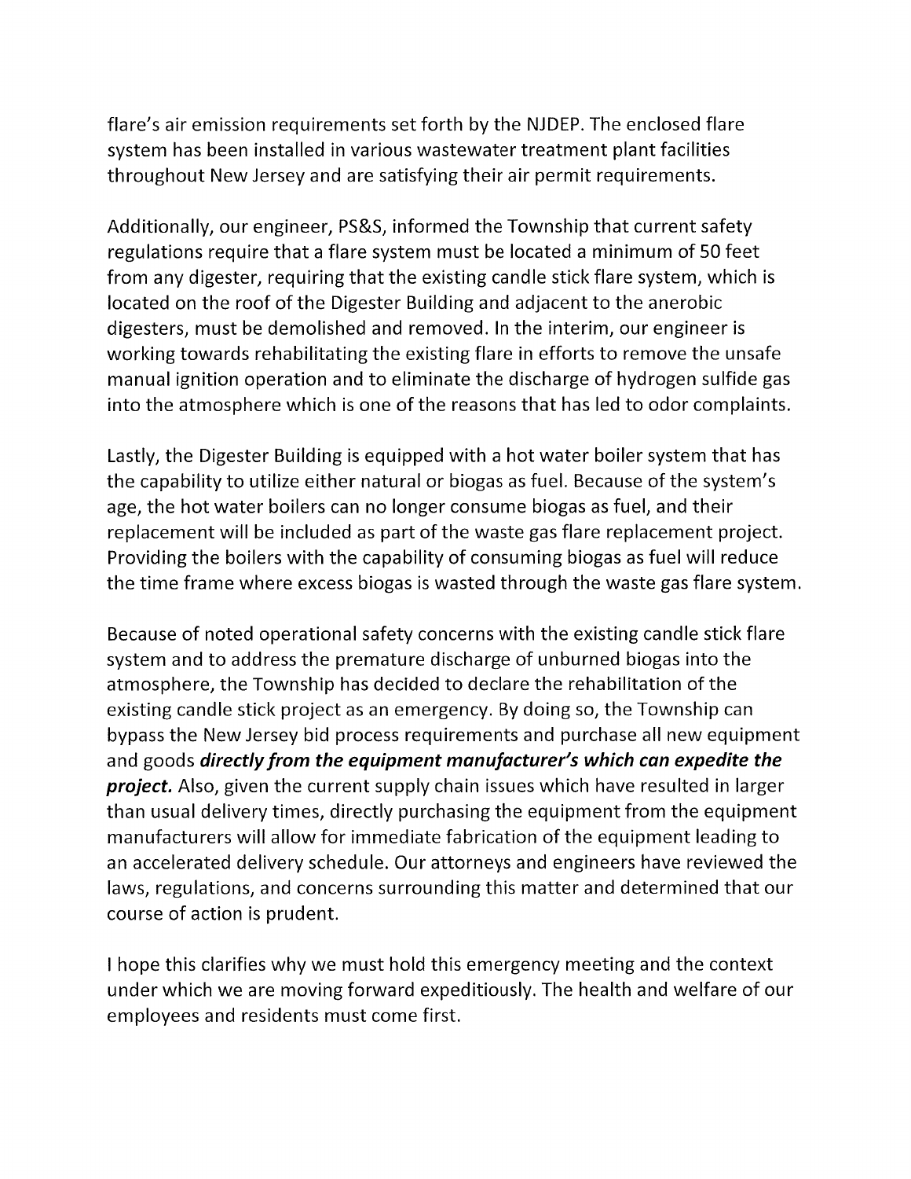flare's air emission requirements set forth by the NJDEP. The enclosed flare system has been installed in various wastewater treatment plant facilities throughout New Jersey and are satisfying their air permit requirements.

Additionally, our engineer, PS&S, informed the Township that current safety regulations require that a flare system must be located a minimum of 50 feet from any digester, requiring that the existing candle stick flare system, which is located on the roof of the Digester Building and adjacent to the anerobic digesters, must be demolished and removed. In the interim, our engineer is working towards rehabilitating the existing flare in efforts to remove the unsafe manual ignition operation and to eliminate the discharge of hydrogen sulfide gas into the atmosphere which is one of the reasons that has led to odor complaints.

Lastly, the Digester Building is equipped with a hot water boiler system that has the capability to utilize either natural or biogas as fuel. Because of the system's age, the hot water boilers can no longer consume biogas as fuel, and their replacement will be included as part of the waste gas flare replacement project. Providing the boilers with the capability of consuming biogas as fuel will reduce the time frame where excess biogas is wasted through the waste gas flare system.

Because of noted operational safety concerns with the existing candle stick flare system and to address the premature discharge of unburned biogas into the atmosphere, the Township has decided to declare the rehabilitation of the existing candle stick project as an emergency. By doing so, the Township can bypass the New Jersey bid process requirements and purchase all new equipment and goods ***directly from the equipment manufacturer's which can expedite the project.*** Also, given the current supply chain issues which have resulted in larger than usual delivery times, directly purchasing the equipment from the equipment manufacturers will allow for immediate fabrication of the equipment leading to an accelerated delivery schedule. Our attorneys and engineers have reviewed the laws, regulations, and concerns surrounding this matter and determined that our course of action is prudent.

I hope this clarifies why we must hold this emergency meeting and the context under which we are moving forward expeditiously. The health and welfare of our employees and residents must come first.